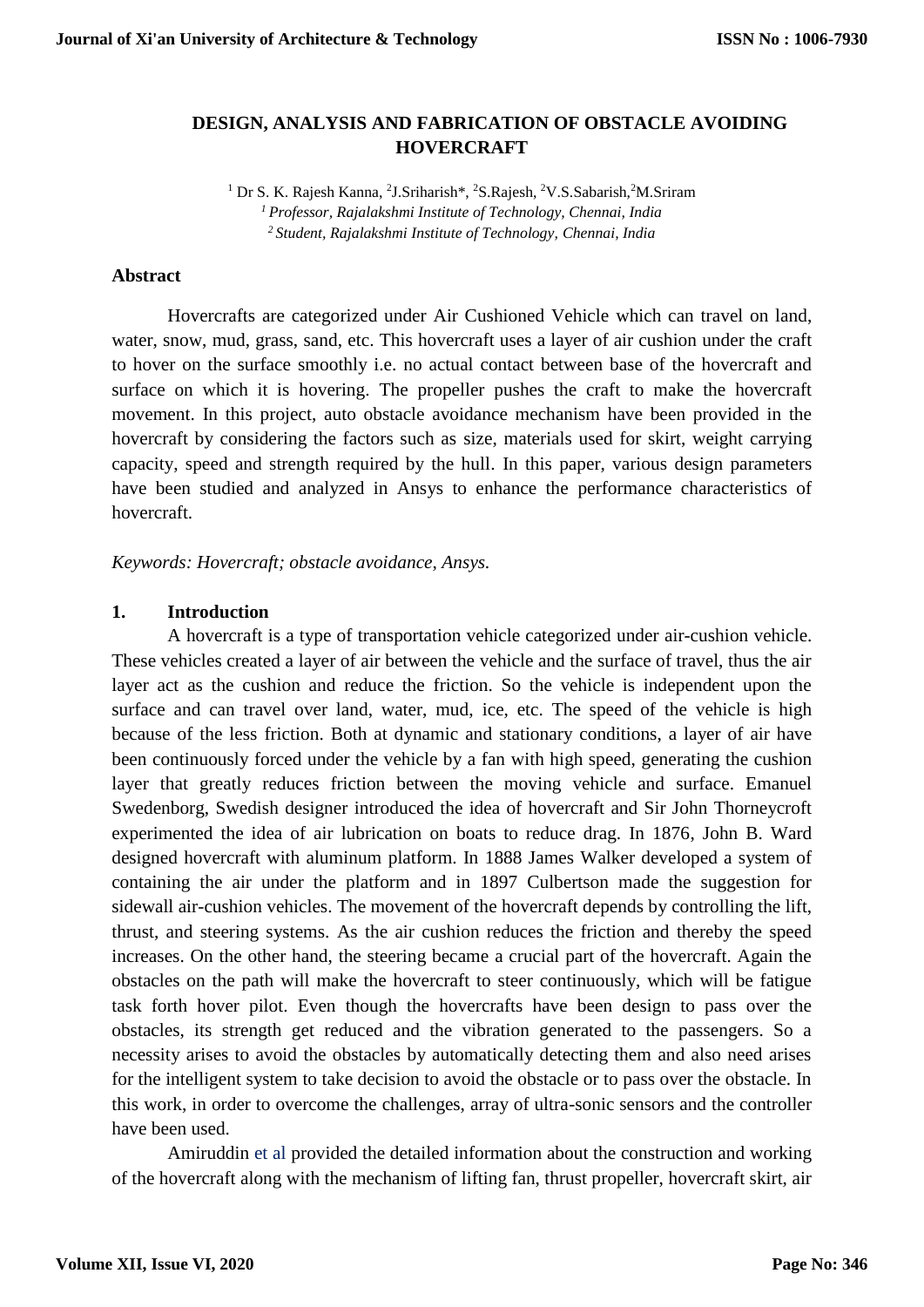# DESIGN, ANALYSIS AND FABRICATION OF OBSTACLE AVOIDING HOVERCRAFT

[1] Dr S. K. Rajesh Kanna, [2]J.Sriharish*, [2]S.Rajesh, [2]V.S.Sabarish,[2]M.Sriram

*[1] Professor, Rajalakshmi Institute of Technology, Chennai, India*

*[2] Student, Rajalakshmi Institute of Technology, Chennai, India*

## Abstract

Hovercrafts are categorized under Air Cushioned Vehicle which can travel on land, water, snow, mud, grass, sand, etc. This hovercraft uses a layer of air cushion under the craft to hover on the surface smoothly i.e. no actual contact between base of the hovercraft and surface on which it is hovering. The propeller pushes the craft to make the hovercraft movement. In this project, auto obstacle avoidance mechanism have been provided in the hovercraft by considering the factors such as size, materials used for skirt, weight carrying capacity, speed and strength required by the hull. In this paper, various design parameters have been studied and analyzed in Ansys to enhance the performance characteristics of hovercraft.

*Keywords: Hovercraft; obstacle avoidance, Ansys.*

## 1. Introduction

A hovercraft is a type of transportation vehicle categorized under air-cushion vehicle. These vehicles created a layer of air between the vehicle and the surface of travel, thus the air layer act as the cushion and reduce the friction. So the vehicle is independent upon the surface and can travel over land, water, mud, ice, etc. The speed of the vehicle is high because of the less friction. Both at dynamic and stationary conditions, a layer of air have been continuously forced under the vehicle by a fan with high speed, generating the cushion layer that greatly reduces friction between the moving vehicle and surface. Emanuel Swedenborg, Swedish designer introduced the idea of hovercraft and Sir John Thorneycroft experimented the idea of air lubrication on boats to reduce drag. In 1876, John B. Ward designed hovercraft with aluminum platform. In 1888 James Walker developed a system of containing the air under the platform and in 1897 Culbertson made the suggestion for sidewall air-cushion vehicles. The movement of the hovercraft depends by controlling the lift, thrust, and steering systems. As the air cushion reduces the friction and thereby the speed increases. On the other hand, the steering became a crucial part of the hovercraft. Again the obstacles on the path will make the hovercraft to steer continuously, which will be fatigue task forth hover pilot. Even though the hovercrafts have been design to pass over the obstacles, its strength get reduced and the vibration generated to the passengers. So a necessity arises to avoid the obstacles by automatically detecting them and also need arises for the intelligent system to take decision to avoid the obstacle or to pass over the obstacle. In this work, in order to overcome the challenges, array of ultra-sonic sensors and the controller have been used.

Amiruddin et al provided the detailed information about the construction and working of the hovercraft along with the mechanism of lifting fan, thrust propeller, hovercraft skirt, air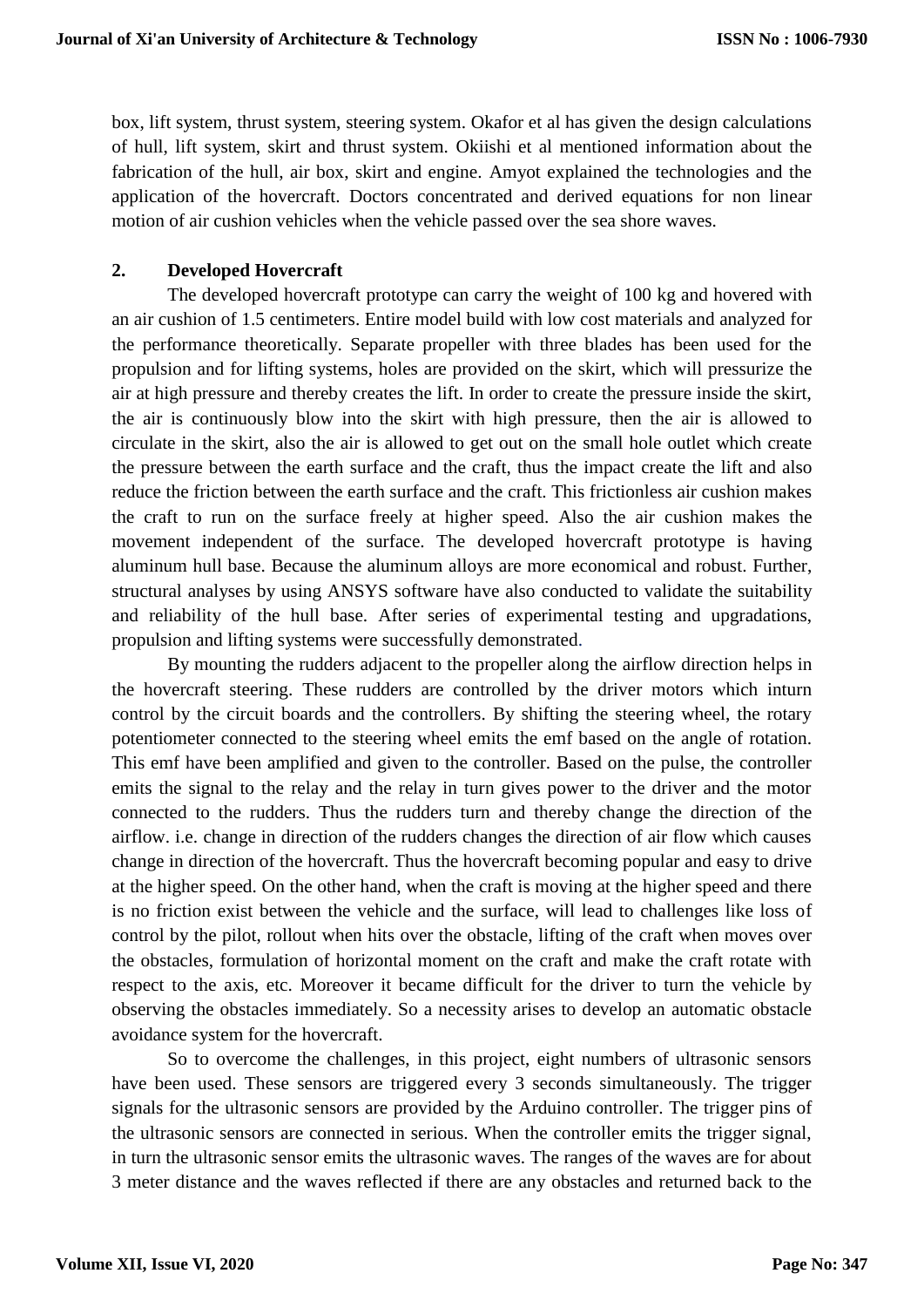box, lift system, thrust system, steering system. Okafor et al has given the design calculations of hull, lift system, skirt and thrust system. Okiishi et al mentioned information about the fabrication of the hull, air box, skirt and engine. Amyot explained the technologies and the application of the hovercraft. Doctors concentrated and derived equations for non linear motion of air cushion vehicles when the vehicle passed over the sea shore waves.

## 2. Developed Hovercraft

The developed hovercraft prototype can carry the weight of 100 kg and hovered with an air cushion of 1.5 centimeters. Entire model build with low cost materials and analyzed for the performance theoretically. Separate propeller with three blades has been used for the propulsion and for lifting systems, holes are provided on the skirt, which will pressurize the air at high pressure and thereby creates the lift. In order to create the pressure inside the skirt, the air is continuously blow into the skirt with high pressure, then the air is allowed to circulate in the skirt, also the air is allowed to get out on the small hole outlet which create the pressure between the earth surface and the craft, thus the impact create the lift and also reduce the friction between the earth surface and the craft. This frictionless air cushion makes the craft to run on the surface freely at higher speed. Also the air cushion makes the movement independent of the surface. The developed hovercraft prototype is having aluminum hull base. Because the aluminum alloys are more economical and robust. Further, structural analyses by using ANSYS software have also conducted to validate the suitability and reliability of the hull base. After series of experimental testing and upgradations, propulsion and lifting systems were successfully demonstrated.

By mounting the rudders adjacent to the propeller along the airflow direction helps in the hovercraft steering. These rudders are controlled by the driver motors which inturn control by the circuit boards and the controllers. By shifting the steering wheel, the rotary potentiometer connected to the steering wheel emits the emf based on the angle of rotation. This emf have been amplified and given to the controller. Based on the pulse, the controller emits the signal to the relay and the relay in turn gives power to the driver and the motor connected to the rudders. Thus the rudders turn and thereby change the direction of the airflow. i.e. change in direction of the rudders changes the direction of air flow which causes change in direction of the hovercraft. Thus the hovercraft becoming popular and easy to drive at the higher speed. On the other hand, when the craft is moving at the higher speed and there is no friction exist between the vehicle and the surface, will lead to challenges like loss of control by the pilot, rollout when hits over the obstacle, lifting of the craft when moves over the obstacles, formulation of horizontal moment on the craft and make the craft rotate with respect to the axis, etc. Moreover it became difficult for the driver to turn the vehicle by observing the obstacles immediately. So a necessity arises to develop an automatic obstacle avoidance system for the hovercraft.

So to overcome the challenges, in this project, eight numbers of ultrasonic sensors have been used. These sensors are triggered every 3 seconds simultaneously. The trigger signals for the ultrasonic sensors are provided by the Arduino controller. The trigger pins of the ultrasonic sensors are connected in serious. When the controller emits the trigger signal, in turn the ultrasonic sensor emits the ultrasonic waves. The ranges of the waves are for about 3 meter distance and the waves reflected if there are any obstacles and returned back to the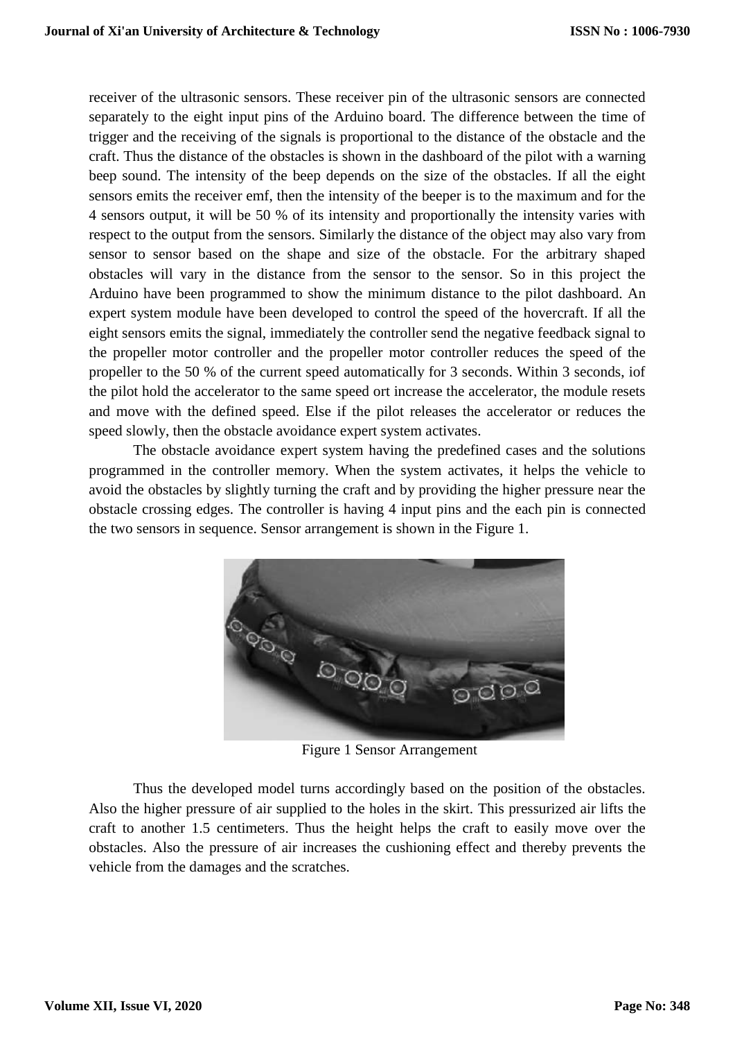receiver of the ultrasonic sensors. These receiver pin of the ultrasonic sensors are connected separately to the eight input pins of the Arduino board. The difference between the time of trigger and the receiving of the signals is proportional to the distance of the obstacle and the craft. Thus the distance of the obstacles is shown in the dashboard of the pilot with a warning beep sound. The intensity of the beep depends on the size of the obstacles. If all the eight sensors emits the receiver emf, then the intensity of the beeper is to the maximum and for the 4 sensors output, it will be 50 % of its intensity and proportionally the intensity varies with respect to the output from the sensors. Similarly the distance of the object may also vary from sensor to sensor based on the shape and size of the obstacle. For the arbitrary shaped obstacles will vary in the distance from the sensor to the sensor. So in this project the Arduino have been programmed to show the minimum distance to the pilot dashboard. An expert system module have been developed to control the speed of the hovercraft. If all the eight sensors emits the signal, immediately the controller send the negative feedback signal to the propeller motor controller and the propeller motor controller reduces the speed of the propeller to the 50 % of the current speed automatically for 3 seconds. Within 3 seconds, iof the pilot hold the accelerator to the same speed ort increase the accelerator, the module resets and move with the defined speed. Else if the pilot releases the accelerator or reduces the speed slowly, then the obstacle avoidance expert system activates.

The obstacle avoidance expert system having the predefined cases and the solutions programmed in the controller memory. When the system activates, it helps the vehicle to avoid the obstacles by slightly turning the craft and by providing the higher pressure near the obstacle crossing edges. The controller is having 4 input pins and the each pin is connected the two sensors in sequence. Sensor arrangement is shown in the Figure 1.

Figure 1 Sensor Arrangement

Thus the developed model turns accordingly based on the position of the obstacles. Also the higher pressure of air supplied to the holes in the skirt. This pressurized air lifts the craft to another 1.5 centimeters. Thus the height helps the craft to easily move over the obstacles. Also the pressure of air increases the cushioning effect and thereby prevents the vehicle from the damages and the scratches.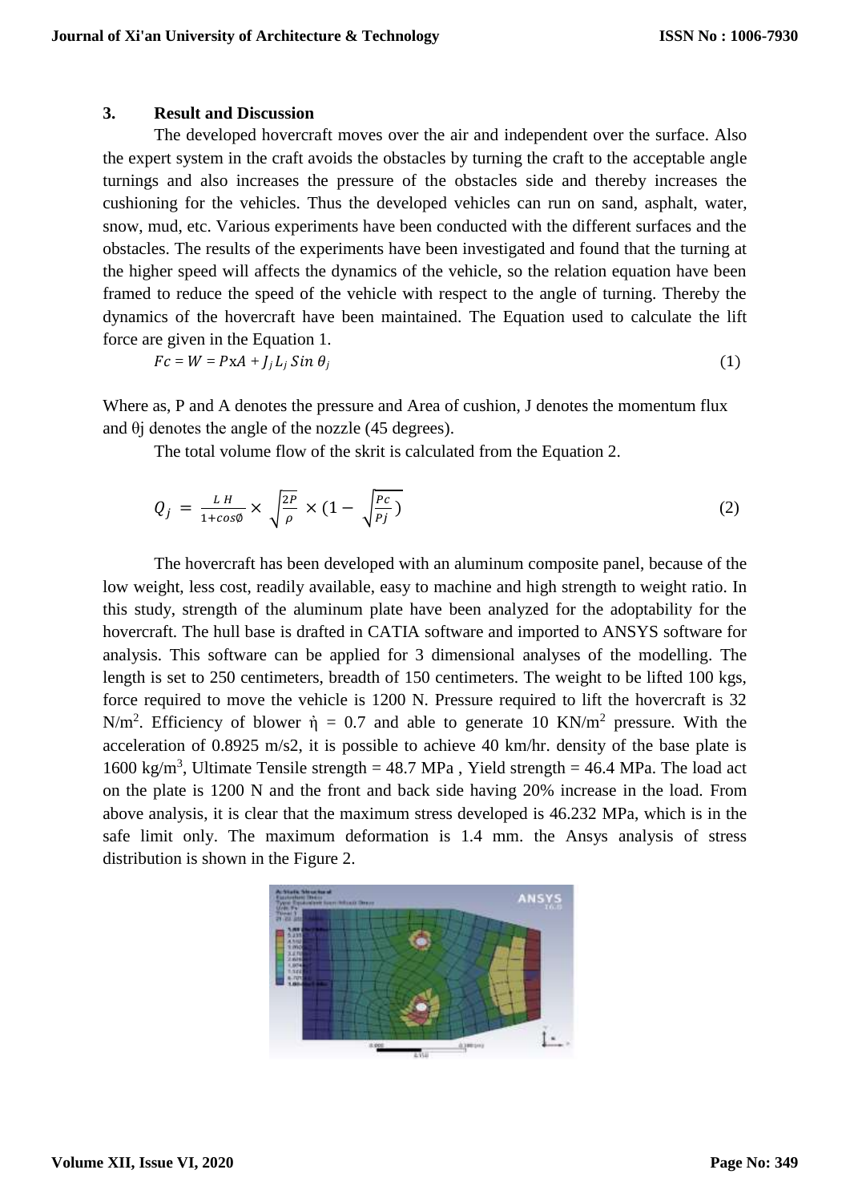## 3. Result and Discussion

The developed hovercraft moves over the air and independent over the surface. Also the expert system in the craft avoids the obstacles by turning the craft to the acceptable angle turnings and also increases the pressure of the obstacles side and thereby increases the cushioning for the vehicles. Thus the developed vehicles can run on sand, asphalt, water, snow, mud, etc. Various experiments have been conducted with the different surfaces and the obstacles. The results of the experiments have been investigated and found that the turning at the higher speed will affects the dynamics of the vehicle, so the relation equation have been framed to reduce the speed of the vehicle with respect to the angle of turning. Thereby the dynamics of the hovercraft have been maintained. The Equation used to calculate the lift force are given in the Equation 1.

$$Fc = W = P\text{x}A + J_j L_j \, Sin \, \theta_j \tag{1}$$

Where as, P and A denotes the pressure and Area of cushion, J denotes the momentum flux and θj denotes the angle of the nozzle (45 degrees).

The total volume flow of the skrit is calculated from the Equation 2.

$$Q_j = \frac{L \, H}{1+cos\emptyset} \times \sqrt{\frac{2P}{\rho}} \times (1 - \sqrt{\frac{Pc}{Pj}}) \tag{2}$$

The hovercraft has been developed with an aluminum composite panel, because of the low weight, less cost, readily available, easy to machine and high strength to weight ratio. In this study, strength of the aluminum plate have been analyzed for the adoptability for the hovercraft. The hull base is drafted in CATIA software and imported to ANSYS software for analysis. This software can be applied for 3 dimensional analyses of the modelling. The length is set to 250 centimeters, breadth of 150 centimeters. The weight to be lifted 100 kgs, force required to move the vehicle is 1200 N. Pressure required to lift the hovercraft is 32 $N/m^2$. Efficiency of blower $\dot{\eta}$ = 0.7 and able to generate 10 $KN/m^2$ pressure. With the acceleration of 0.8925 m/s2, it is possible to achieve 40 km/hr. density of the base plate is 1600 $kg/m^3$, Ultimate Tensile strength = 48.7 MPa , Yield strength = 46.4 MPa. The load act on the plate is 1200 N and the front and back side having 20% increase in the load. From above analysis, it is clear that the maximum stress developed is 46.232 MPa, which is in the safe limit only. The maximum deformation is 1.4 mm. the Ansys analysis of stress distribution is shown in the Figure 2.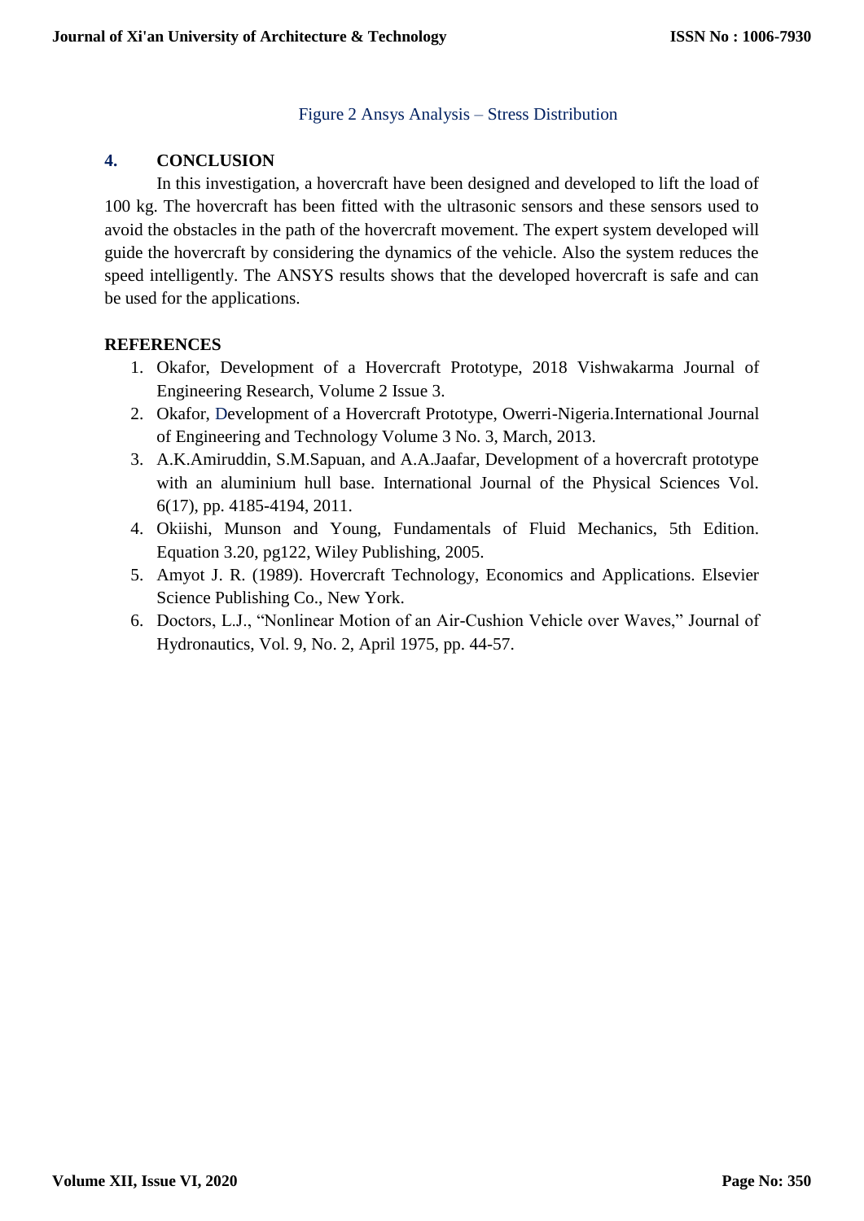Figure 2 Ansys Analysis – Stress Distribution

## 4. CONCLUSION

In this investigation, a hovercraft have been designed and developed to lift the load of 100 kg. The hovercraft has been fitted with the ultrasonic sensors and these sensors used to avoid the obstacles in the path of the hovercraft movement. The expert system developed will guide the hovercraft by considering the dynamics of the vehicle. Also the system reduces the speed intelligently. The ANSYS results shows that the developed hovercraft is safe and can be used for the applications.

## REFERENCES

1. Okafor, Development of a Hovercraft Prototype, 2018 Vishwakarma Journal of Engineering Research, Volume 2 Issue 3.
2. Okafor, Development of a Hovercraft Prototype, Owerri-Nigeria.International Journal of Engineering and Technology Volume 3 No. 3, March, 2013.
3. A.K.Amiruddin, S.M.Sapuan, and A.A.Jaafar, Development of a hovercraft prototype with an aluminium hull base. International Journal of the Physical Sciences Vol. 6(17), pp. 4185-4194, 2011.
4. Okiishi, Munson and Young, Fundamentals of Fluid Mechanics, 5th Edition. Equation 3.20, pg122, Wiley Publishing, 2005.
5. Amyot J. R. (1989). Hovercraft Technology, Economics and Applications. Elsevier Science Publishing Co., New York.
6. Doctors, L.J., "Nonlinear Motion of an Air-Cushion Vehicle over Waves," Journal of Hydronautics, Vol. 9, No. 2, April 1975, pp. 44-57.